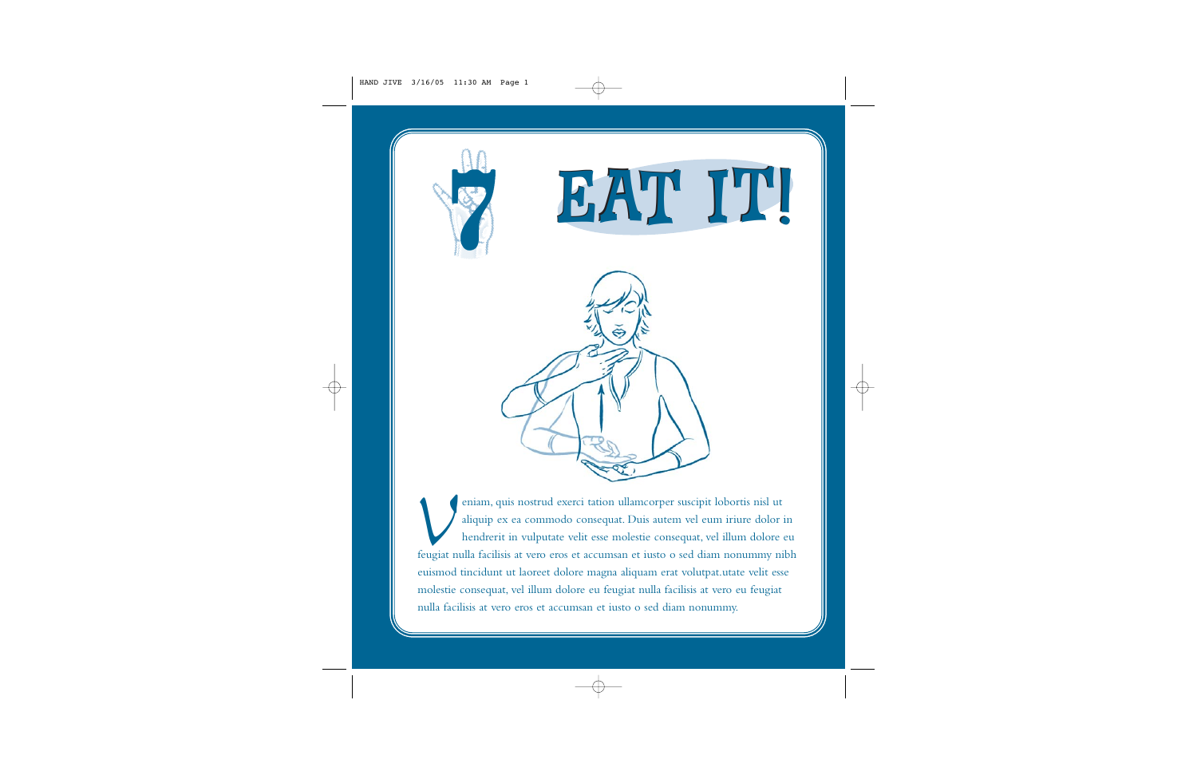# 7 EAT IT!

Veniam, quis nostrud exerci tation ullamcorper suscipit lobortis nisl ut aliquip ex ea commodo consequat. Duis autem vel eum iriure dolor in hendrerit in vulputate velit esse molestie consequat, vel illum dolore eu feugiat nulla facilisis at vero eros et accumsan et iusto o sed diam nonummy nibh euismod tincidunt ut laoreet dolore magna aliquam erat volutpat.utate velit esse molestie consequat, vel illum dolore eu feugiat nulla facilisis at vero eu feugiat nulla facilisis at vero eros et accumsan et iusto o sed diam nonummy.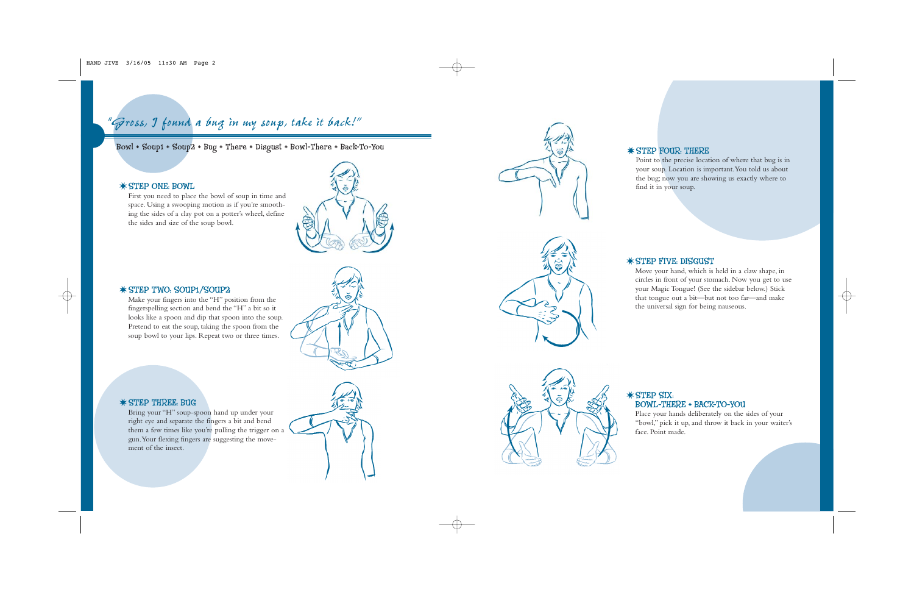## "Gross, I found a bug in my soup, take it back!"

Bowl • Soup1 • Soup2 • Bug • There • Disgust • Bowl-There • Back-To-You

### ✷ STEP ONE: BOWL

First you need to place the bowl of soup in time and space. Using a swooping motion as if you're smoothing the sides of a clay pot on a potter's wheel, define the sides and size of the soup bowl.

### ✷ STEP TWO: SOUP1/SOUP2

Make your fingers into the "H" position from the fingerspelling section and bend the "H" a bit so it looks like a spoon and dip that spoon into the soup. Pretend to eat the soup, taking the spoon from the soup bowl to your lips. Repeat two or three times.

### ✷ STEP THREE: BUG

Bring your "H" soup-spoon hand up under your right eye and separate the fingers a bit and bend them a few times like you're pulling the trigger on a gun. Your flexing fingers are suggesting the movement of the insect.

### ✷ STEP FOUR: THERE

Point to the precise location of where that bug is in your soup. Location is important. You told us about the bug; now you are showing us exactly where to find it in your soup.

### ✷ STEP FIVE: DISGUST

Move your hand, which is held in a claw shape, in circles in front of your stomach. Now you get to use your Magic Tongue! (See the sidebar below.) Stick that tongue out a bit—but not too far—and make the universal sign for being nauseous.

### ✷ STEP SIX: BOWL-THERE + BACK-TO-YOU

Place your hands deliberately on the sides of your "bowl," pick it up, and throw it back in your waiter's face. Point made.